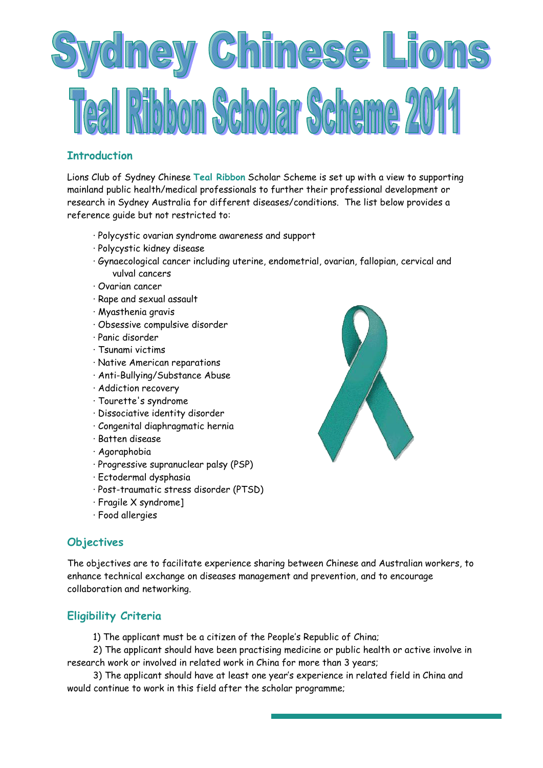# Sydney Chinese Lions
# Teal Ribbon Scholar Scheme 2011

## Introduction

Lions Club of Sydney Chinese **Teal Ribbon** Scholar Scheme is set up with a view to supporting mainland public health/medical professionals to further their professional development or research in Sydney Australia for different diseases/conditions. The list below provides a reference guide but not restricted to:

- Polycystic ovarian syndrome awareness and support
- Polycystic kidney disease
- Gynaecological cancer including uterine, endometrial, ovarian, fallopian, cervical and vulval cancers
- Ovarian cancer
- Rape and sexual assault
- Myasthenia gravis
- Obsessive compulsive disorder
- Panic disorder
- Tsunami victims
- Native American reparations
- Anti-Bullying/Substance Abuse
- Addiction recovery
- Tourette's syndrome
- Dissociative identity disorder
- Congenital diaphragmatic hernia
- Batten disease
- Agoraphobia
- Progressive supranuclear palsy (PSP)
- Ectodermal dysphasia
- Post-traumatic stress disorder (PTSD)
- Fragile X syndrome]
- Food allergies

## Objectives

The objectives are to facilitate experience sharing between Chinese and Australian workers, to enhance technical exchange on diseases management and prevention, and to encourage collaboration and networking.

## Eligibility Criteria

1) The applicant must be a citizen of the People's Republic of China;

2) The applicant should have been practising medicine or public health or active involve in research work or involved in related work in China for more than 3 years;

3) The applicant should have at least one year's experience in related field in China and would continue to work in this field after the scholar programme;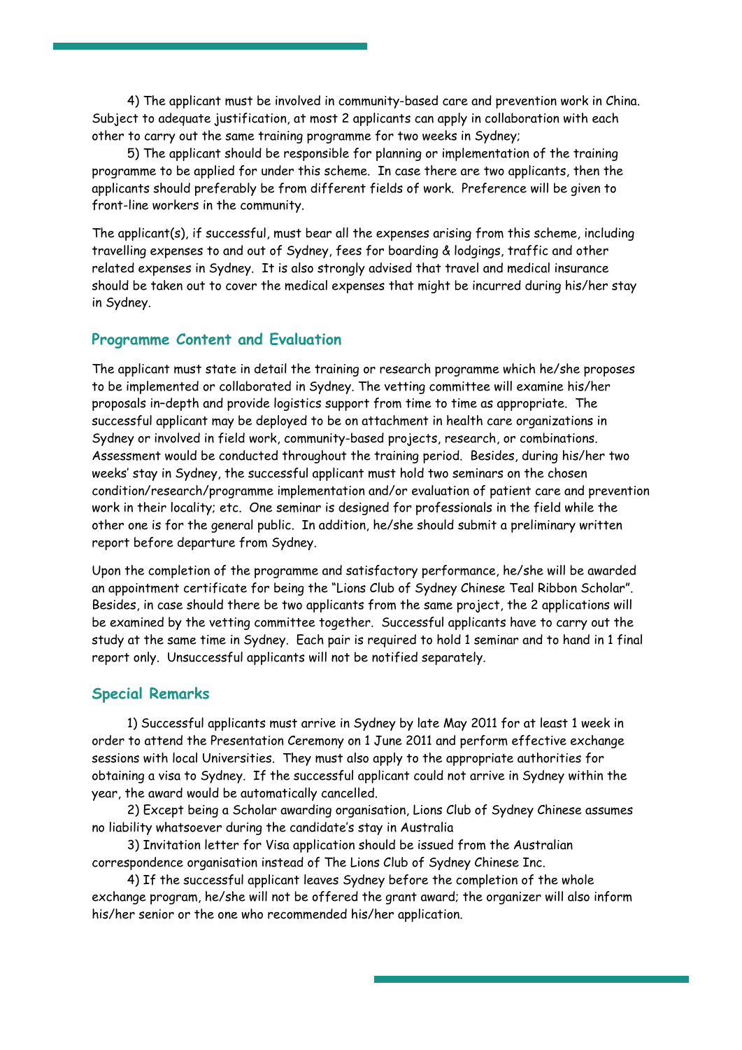4) The applicant must be involved in community-based care and prevention work in China. Subject to adequate justification, at most 2 applicants can apply in collaboration with each other to carry out the same training programme for two weeks in Sydney;

5) The applicant should be responsible for planning or implementation of the training programme to be applied for under this scheme. In case there are two applicants, then the applicants should preferably be from different fields of work. Preference will be given to front-line workers in the community.

The applicant(s), if successful, must bear all the expenses arising from this scheme, including travelling expenses to and out of Sydney, fees for boarding & lodgings, traffic and other related expenses in Sydney. It is also strongly advised that travel and medical insurance should be taken out to cover the medical expenses that might be incurred during his/her stay in Sydney.

## Programme Content and Evaluation

The applicant must state in detail the training or research programme which he/she proposes to be implemented or collaborated in Sydney. The vetting committee will examine his/her proposals in–depth and provide logistics support from time to time as appropriate. The successful applicant may be deployed to be on attachment in health care organizations in Sydney or involved in field work, community-based projects, research, or combinations. Assessment would be conducted throughout the training period. Besides, during his/her two weeks' stay in Sydney, the successful applicant must hold two seminars on the chosen condition/research/programme implementation and/or evaluation of patient care and prevention work in their locality; etc. One seminar is designed for professionals in the field while the other one is for the general public. In addition, he/she should submit a preliminary written report before departure from Sydney.

Upon the completion of the programme and satisfactory performance, he/she will be awarded an appointment certificate for being the "Lions Club of Sydney Chinese Teal Ribbon Scholar". Besides, in case should there be two applicants from the same project, the 2 applications will be examined by the vetting committee together. Successful applicants have to carry out the study at the same time in Sydney. Each pair is required to hold 1 seminar and to hand in 1 final report only. Unsuccessful applicants will not be notified separately.

## Special Remarks

1) Successful applicants must arrive in Sydney by late May 2011 for at least 1 week in order to attend the Presentation Ceremony on 1 June 2011 and perform effective exchange sessions with local Universities. They must also apply to the appropriate authorities for obtaining a visa to Sydney. If the successful applicant could not arrive in Sydney within the year, the award would be automatically cancelled.

2) Except being a Scholar awarding organisation, Lions Club of Sydney Chinese assumes no liability whatsoever during the candidate's stay in Australia

3) Invitation letter for Visa application should be issued from the Australian correspondence organisation instead of The Lions Club of Sydney Chinese Inc.

4) If the successful applicant leaves Sydney before the completion of the whole exchange program, he/she will not be offered the grant award; the organizer will also inform his/her senior or the one who recommended his/her application.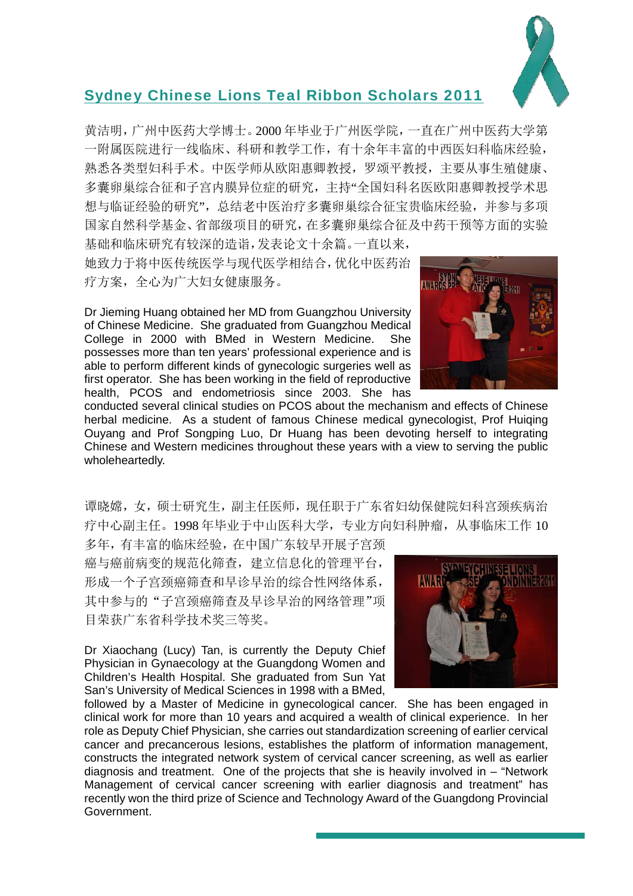## Sydney Chinese Lions Teal Ribbon Scholars 2011

黄洁明，广州中医药大学博士。2000 年毕业于广州医学院，一直在广州中医药大学第一附属医院进行一线临床、科研和教学工作，有十余年丰富的中西医妇科临床经验，熟悉各类型妇科手术。中医学师从欧阳惠卿教授，罗颂平教授，主要从事生殖健康、多囊卵巢综合征和子宫内膜异位症的研究，主持"全国妇科名医欧阳惠卿教授学术思想与临证经验的研究"，总结老中医治疗多囊卵巢综合征宝贵临床经验，并参与多项国家自然科学基金、省部级项目的研究，在多囊卵巢综合征及中药干预等方面的实验基础和临床研究有较深的造诣，发表论文十余篇。一直以来，她致力于将中医传统医学与现代医学相结合，优化中医药治疗方案，全心为广大妇女健康服务。

Dr Jieming Huang obtained her MD from Guangzhou University of Chinese Medicine. She graduated from Guangzhou Medical College in 2000 with BMed in Western Medicine. She possesses more than ten years' professional experience and is able to perform different kinds of gynecologic surgeries well as first operator. She has been working in the field of reproductive health, PCOS and endometriosis since 2003. She has conducted several clinical studies on PCOS about the mechanism and effects of Chinese herbal medicine. As a student of famous Chinese medical gynecologist, Prof Huiqing Ouyang and Prof Songping Luo, Dr Huang has been devoting herself to integrating Chinese and Western medicines throughout these years with a view to serving the public wholeheartedly.

谭晓嫦，女，硕士研究生，副主任医师，现任职于广东省妇幼保健院妇科宫颈疾病治疗中心副主任。1998 年毕业于中山医科大学，专业方向妇科肿瘤，从事临床工作 10 多年，有丰富的临床经验，在中国广东较早开展子宫颈癌与癌前病变的规范化筛查，建立信息化的管理平台，形成一个子宫颈癌筛查和早诊早治的综合性网络体系，其中参与的"子宫颈癌筛查及早诊早治的网络管理"项目荣获广东省科学技术奖三等奖。

Dr Xiaochang (Lucy) Tan, is currently the Deputy Chief Physician in Gynaecology at the Guangdong Women and Children's Health Hospital. She graduated from Sun Yat San's University of Medical Sciences in 1998 with a BMed, followed by a Master of Medicine in gynecological cancer. She has been engaged in clinical work for more than 10 years and acquired a wealth of clinical experience. In her role as Deputy Chief Physician, she carries out standardization screening of earlier cervical cancer and precancerous lesions, establishes the platform of information management, constructs the integrated network system of cervical cancer screening, as well as earlier diagnosis and treatment. One of the projects that she is heavily involved in – "Network Management of cervical cancer screening with earlier diagnosis and treatment" has recently won the third prize of Science and Technology Award of the Guangdong Provincial Government.